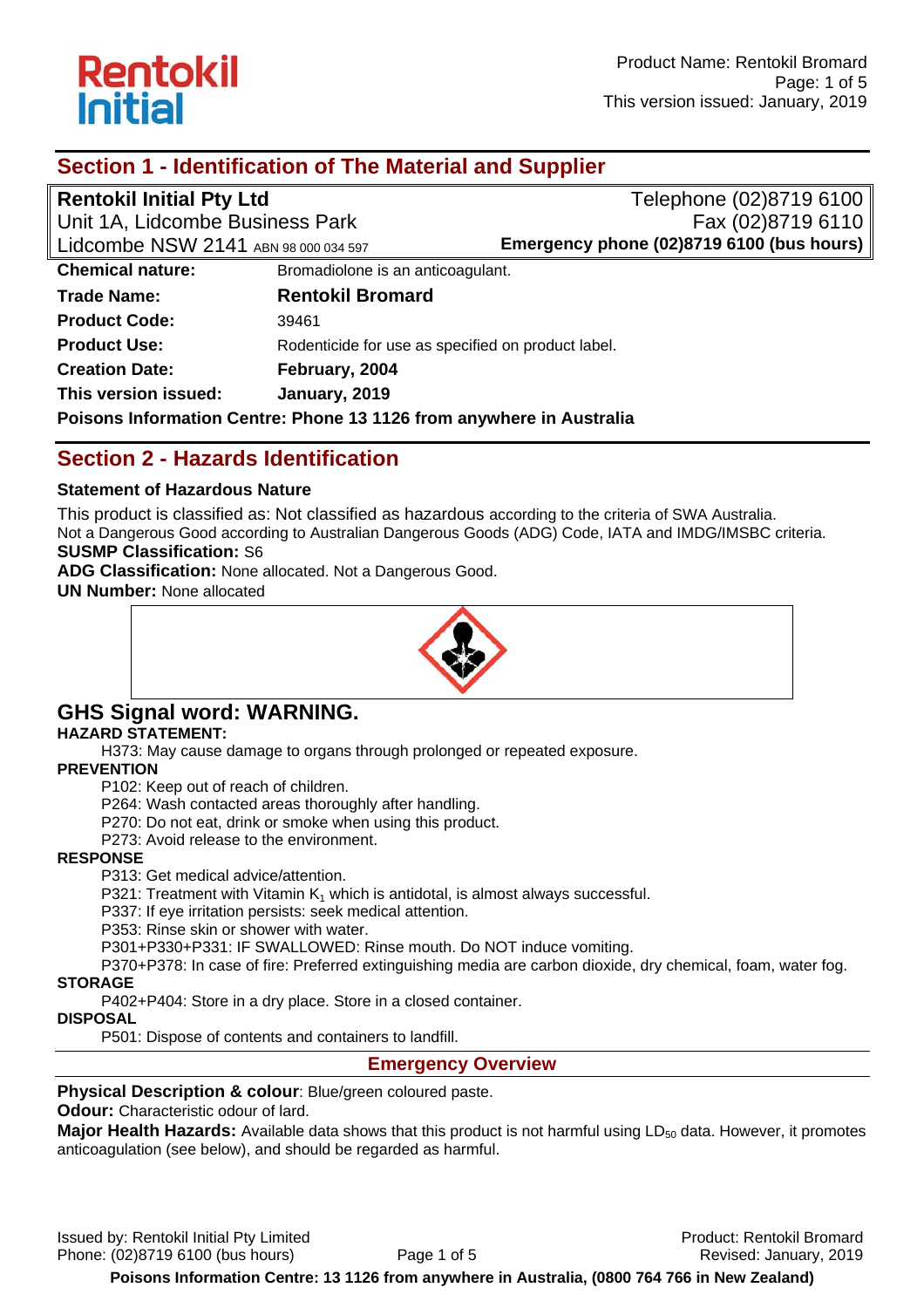## Section 1 - Identification of The Material and Supplier

| | |
|---|---|
| **Rentokil Initial Pty Ltd** | Telephone (02)8719 6100 |
| Unit 1A, Lidcombe Business Park | Fax (02)8719 6110 |
| Lidcombe NSW 2141 ABN 98 000 034 597 | **Emergency phone (02)8719 6100 (bus hours)** |

| | |
|---|---|
| **Chemical nature:** | Bromadiolone is an anticoagulant. |
| **Trade Name:** | **Rentokil Bromard** |
| **Product Code:** | 39461 |
| **Product Use:** | Rodenticide for use as specified on product label. |
| **Creation Date:** | **February, 2004** |
| **This version issued:** | **January, 2019** |

**Poisons Information Centre: Phone 13 1126 from anywhere in Australia**

## Section 2 - Hazards Identification

### Statement of Hazardous Nature

This product is classified as: Not classified as hazardous according to the criteria of SWA Australia.
Not a Dangerous Good according to Australian Dangerous Goods (ADG) Code, IATA and IMDG/IMSBC criteria.

**SUSMP Classification:** S6

**ADG Classification:** None allocated. Not a Dangerous Good.

**UN Number:** None allocated

## GHS Signal word: WARNING.

**HAZARD STATEMENT:**

H373: May cause damage to organs through prolonged or repeated exposure.

**PREVENTION**

P102: Keep out of reach of children.
P264: Wash contacted areas thoroughly after handling.
P270: Do not eat, drink or smoke when using this product.
P273: Avoid release to the environment.

**RESPONSE**

P313: Get medical advice/attention.
P321: Treatment with Vitamin $K_1$ which is antidotal, is almost always successful.
P337: If eye irritation persists: seek medical attention.
P353: Rinse skin or shower with water.
P301+P330+P331: IF SWALLOWED: Rinse mouth. Do NOT induce vomiting.
P370+P378: In case of fire: Preferred extinguishing media are carbon dioxide, dry chemical, foam, water fog.

**STORAGE**

P402+P404: Store in a dry place. Store in a closed container.

**DISPOSAL**

P501: Dispose of contents and containers to landfill.

### Emergency Overview

**Physical Description & colour**: Blue/green coloured paste.

**Odour:** Characteristic odour of lard.

**Major Health Hazards:** Available data shows that this product is not harmful using $LD_{50}$ data. However, it promotes anticoagulation (see below), and should be regarded as harmful.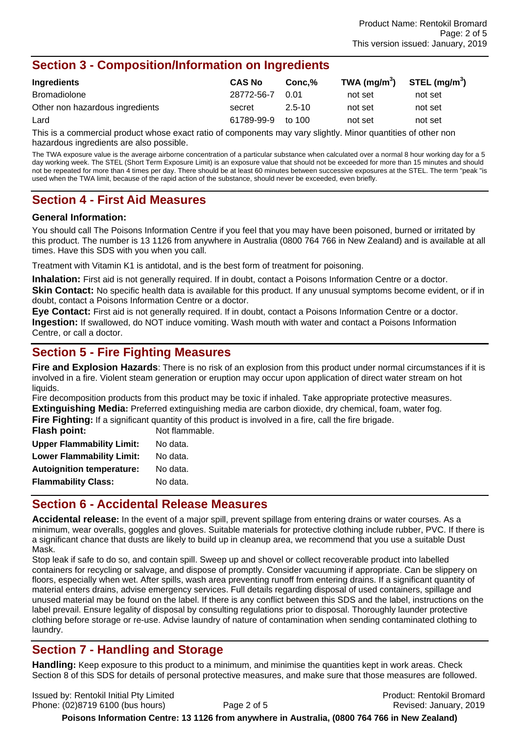## Section 3 - Composition/Information on Ingredients

| Ingredients | CAS No | Conc,% | TWA (mg/m$^3$) | STEL (mg/m$^3$) |
|---|---|---|---|---|
| Bromadiolone | 28772-56-7 | 0.01 | not set | not set |
| Other non hazardous ingredients | secret | 2.5-10 | not set | not set |
| Lard | 61789-99-9 | to 100 | not set | not set |

This is a commercial product whose exact ratio of components may vary slightly. Minor quantities of other non hazardous ingredients are also possible.

The TWA exposure value is the average airborne concentration of a particular substance when calculated over a normal 8 hour working day for a 5 day working week. The STEL (Short Term Exposure Limit) is an exposure value that should not be exceeded for more than 15 minutes and should not be repeated for more than 4 times per day. There should be at least 60 minutes between successive exposures at the STEL. The term "peak "is used when the TWA limit, because of the rapid action of the substance, should never be exceeded, even briefly.

## Section 4 - First Aid Measures

### General Information:

You should call The Poisons Information Centre if you feel that you may have been poisoned, burned or irritated by this product. The number is 13 1126 from anywhere in Australia (0800 764 766 in New Zealand) and is available at all times. Have this SDS with you when you call.

Treatment with Vitamin K1 is antidotal, and is the best form of treatment for poisoning.

**Inhalation:** First aid is not generally required. If in doubt, contact a Poisons Information Centre or a doctor.
**Skin Contact:** No specific health data is available for this product. If any unusual symptoms become evident, or if in doubt, contact a Poisons Information Centre or a doctor.
**Eye Contact:** First aid is not generally required. If in doubt, contact a Poisons Information Centre or a doctor.
**Ingestion:** If swallowed, do NOT induce vomiting. Wash mouth with water and contact a Poisons Information Centre, or call a doctor.

## Section 5 - Fire Fighting Measures

**Fire and Explosion Hazards**: There is no risk of an explosion from this product under normal circumstances if it is involved in a fire. Violent steam generation or eruption may occur upon application of direct water stream on hot liquids.
Fire decomposition products from this product may be toxic if inhaled. Take appropriate protective measures.
**Extinguishing Media:** Preferred extinguishing media are carbon dioxide, dry chemical, foam, water fog.
**Fire Fighting:** If a significant quantity of this product is involved in a fire, call the fire brigade.

**Flash point:** Not flammable.
**Upper Flammability Limit:** No data.
**Lower Flammability Limit:** No data.
**Autoignition temperature:** No data.
**Flammability Class:** No data.

## Section 6 - Accidental Release Measures

**Accidental release:** In the event of a major spill, prevent spillage from entering drains or water courses. As a minimum, wear overalls, goggles and gloves. Suitable materials for protective clothing include rubber, PVC. If there is a significant chance that dusts are likely to build up in cleanup area, we recommend that you use a suitable Dust Mask.
Stop leak if safe to do so, and contain spill. Sweep up and shovel or collect recoverable product into labelled containers for recycling or salvage, and dispose of promptly. Consider vacuuming if appropriate. Can be slippery on floors, especially when wet. After spills, wash area preventing runoff from entering drains. If a significant quantity of material enters drains, advise emergency services. Full details regarding disposal of used containers, spillage and unused material may be found on the label. If there is any conflict between this SDS and the label, instructions on the label prevail. Ensure legality of disposal by consulting regulations prior to disposal. Thoroughly launder protective clothing before storage or re-use. Advise laundry of nature of contamination when sending contaminated clothing to laundry.

## Section 7 - Handling and Storage

**Handling:** Keep exposure to this product to a minimum, and minimise the quantities kept in work areas. Check Section 8 of this SDS for details of personal protective measures, and make sure that those measures are followed.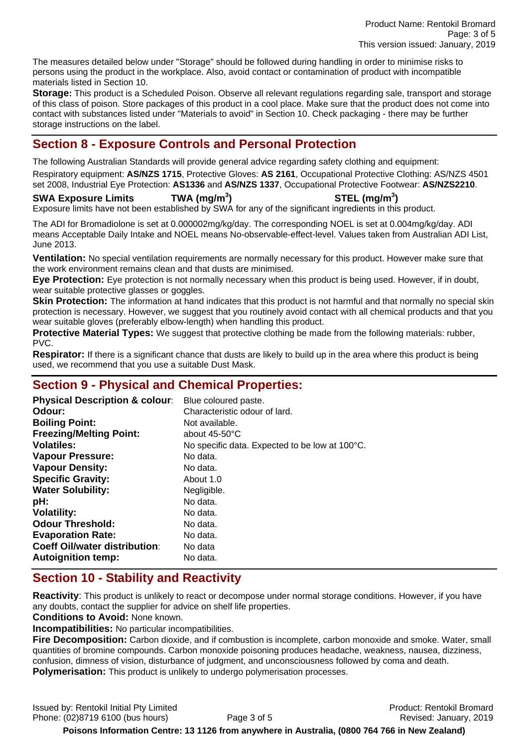The measures detailed below under "Storage" should be followed during handling in order to minimise risks to persons using the product in the workplace. Also, avoid contact or contamination of product with incompatible materials listed in Section 10.

**Storage:** This product is a Scheduled Poison. Observe all relevant regulations regarding sale, transport and storage of this class of poison. Store packages of this product in a cool place. Make sure that the product does not come into contact with substances listed under "Materials to avoid" in Section 10. Check packaging - there may be further storage instructions on the label.

## Section 8 - Exposure Controls and Personal Protection

The following Australian Standards will provide general advice regarding safety clothing and equipment:

Respiratory equipment: **AS/NZS 1715**, Protective Gloves: **AS 2161**, Occupational Protective Clothing: AS/NZS 4501 set 2008, Industrial Eye Protection: **AS1336** and **AS/NZS 1337**, Occupational Protective Footwear: **AS/NZS2210**.

| SWA Exposure Limits | TWA ($mg/m^3$) | STEL ($mg/m^3$) |
|---|---|---|

Exposure limits have not been established by SWA for any of the significant ingredients in this product.

The ADI for Bromadiolone is set at 0.000002mg/kg/day. The corresponding NOEL is set at 0.004mg/kg/day. ADI means Acceptable Daily Intake and NOEL means No-observable-effect-level. Values taken from Australian ADI List, June 2013.

**Ventilation:** No special ventilation requirements are normally necessary for this product. However make sure that the work environment remains clean and that dusts are minimised.

**Eye Protection:** Eye protection is not normally necessary when this product is being used. However, if in doubt, wear suitable protective glasses or goggles.

**Skin Protection:** The information at hand indicates that this product is not harmful and that normally no special skin protection is necessary. However, we suggest that you routinely avoid contact with all chemical products and that you wear suitable gloves (preferably elbow-length) when handling this product.

**Protective Material Types:** We suggest that protective clothing be made from the following materials: rubber, PVC.

**Respirator:** If there is a significant chance that dusts are likely to build up in the area where this product is being used, we recommend that you use a suitable Dust Mask.

## Section 9 - Physical and Chemical Properties:

| | |
|---|---|
| **Physical Description & colour**: | Blue coloured paste. |
| **Odour:** | Characteristic odour of lard. |
| **Boiling Point:** | Not available. |
| **Freezing/Melting Point:** | about 45-50°C |
| **Volatiles:** | No specific data. Expected to be low at 100°C. |
| **Vapour Pressure:** | No data. |
| **Vapour Density:** | No data. |
| **Specific Gravity:** | About 1.0 |
| **Water Solubility:** | Negligible. |
| **pH:** | No data. |
| **Volatility:** | No data. |
| **Odour Threshold:** | No data. |
| **Evaporation Rate:** | No data. |
| **Coeff Oil/water distribution**: | No data |
| **Autoignition temp:** | No data. |

## Section 10 - Stability and Reactivity

**Reactivity**: This product is unlikely to react or decompose under normal storage conditions. However, if you have any doubts, contact the supplier for advice on shelf life properties.

**Conditions to Avoid:** None known.

**Incompatibilities:** No particular incompatibilities.

**Fire Decomposition:** Carbon dioxide, and if combustion is incomplete, carbon monoxide and smoke. Water, small quantities of bromine compounds. Carbon monoxide poisoning produces headache, weakness, nausea, dizziness, confusion, dimness of vision, disturbance of judgment, and unconsciousness followed by coma and death.

**Polymerisation:** This product is unlikely to undergo polymerisation processes.

**Poisons Information Centre: 13 1126 from anywhere in Australia, (0800 764 766 in New Zealand)**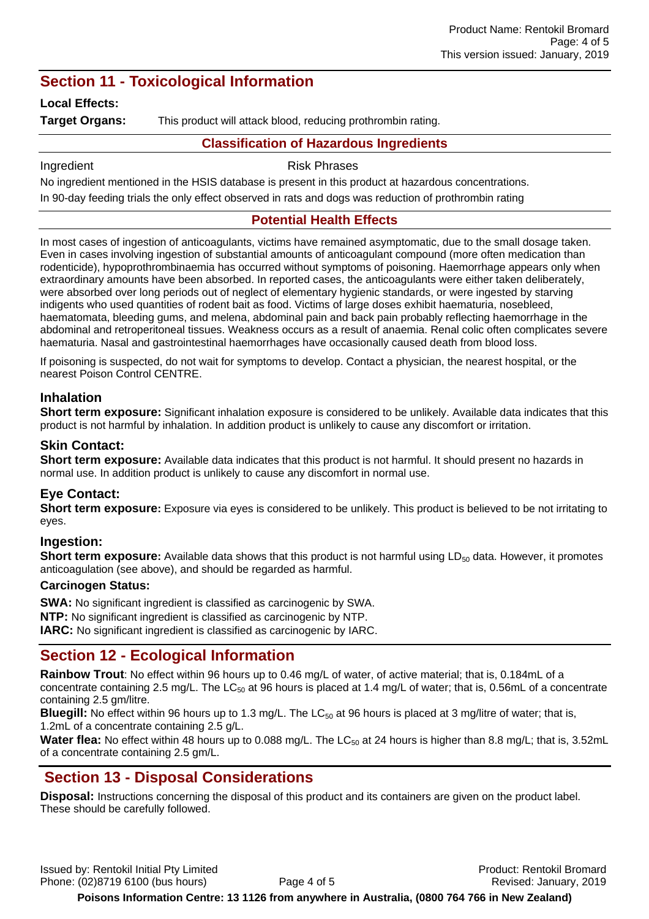## Section 11 - Toxicological Information

**Local Effects:**

**Target Organs:** This product will attack blood, reducing prothrombin rating.

### Classification of Hazardous Ingredients

| Ingredient | Risk Phrases |
| --- | --- |

No ingredient mentioned in the HSIS database is present in this product at hazardous concentrations.

In 90-day feeding trials the only effect observed in rats and dogs was reduction of prothrombin rating

### Potential Health Effects

In most cases of ingestion of anticoagulants, victims have remained asymptomatic, due to the small dosage taken. Even in cases involving ingestion of substantial amounts of anticoagulant compound (more often medication than rodenticide), hypoprothrombinaemia has occurred without symptoms of poisoning. Haemorrhage appears only when extraordinary amounts have been absorbed. In reported cases, the anticoagulants were either taken deliberately, were absorbed over long periods out of neglect of elementary hygienic standards, or were ingested by starving indigents who used quantities of rodent bait as food. Victims of large doses exhibit haematuria, nosebleed, haematomata, bleeding gums, and melena, abdominal pain and back pain probably reflecting haemorrhage in the abdominal and retroperitoneal tissues. Weakness occurs as a result of anaemia. Renal colic often complicates severe haematuria. Nasal and gastrointestinal haemorrhages have occasionally caused death from blood loss.

If poisoning is suspected, do not wait for symptoms to develop. Contact a physician, the nearest hospital, or the nearest Poison Control CENTRE.

### Inhalation

**Short term exposure:** Significant inhalation exposure is considered to be unlikely. Available data indicates that this product is not harmful by inhalation. In addition product is unlikely to cause any discomfort or irritation.

### Skin Contact:

**Short term exposure:** Available data indicates that this product is not harmful. It should present no hazards in normal use. In addition product is unlikely to cause any discomfort in normal use.

### Eye Contact:

**Short term exposure:** Exposure via eyes is considered to be unlikely. This product is believed to be not irritating to eyes.

### Ingestion:

**Short term exposure:** Available data shows that this product is not harmful using $LD_{50}$ data. However, it promotes anticoagulation (see above), and should be regarded as harmful.

**Carcinogen Status:**

**SWA:** No significant ingredient is classified as carcinogenic by SWA.
**NTP:** No significant ingredient is classified as carcinogenic by NTP.
**IARC:** No significant ingredient is classified as carcinogenic by IARC.

## Section 12 - Ecological Information

**Rainbow Trout**: No effect within 96 hours up to 0.46 mg/L of water, of active material; that is, 0.184mL of a concentrate containing 2.5 mg/L. The $LC_{50}$ at 96 hours is placed at 1.4 mg/L of water; that is, 0.56mL of a concentrate containing 2.5 gm/litre.
**Bluegill:** No effect within 96 hours up to 1.3 mg/L. The $LC_{50}$ at 96 hours is placed at 3 mg/litre of water; that is, 1.2mL of a concentrate containing 2.5 g/L.
**Water flea:** No effect within 48 hours up to 0.088 mg/L. The $LC_{50}$ at 24 hours is higher than 8.8 mg/L; that is, 3.52mL of a concentrate containing 2.5 gm/L.

## Section 13 - Disposal Considerations

**Disposal:** Instructions concerning the disposal of this product and its containers are given on the product label. These should be carefully followed.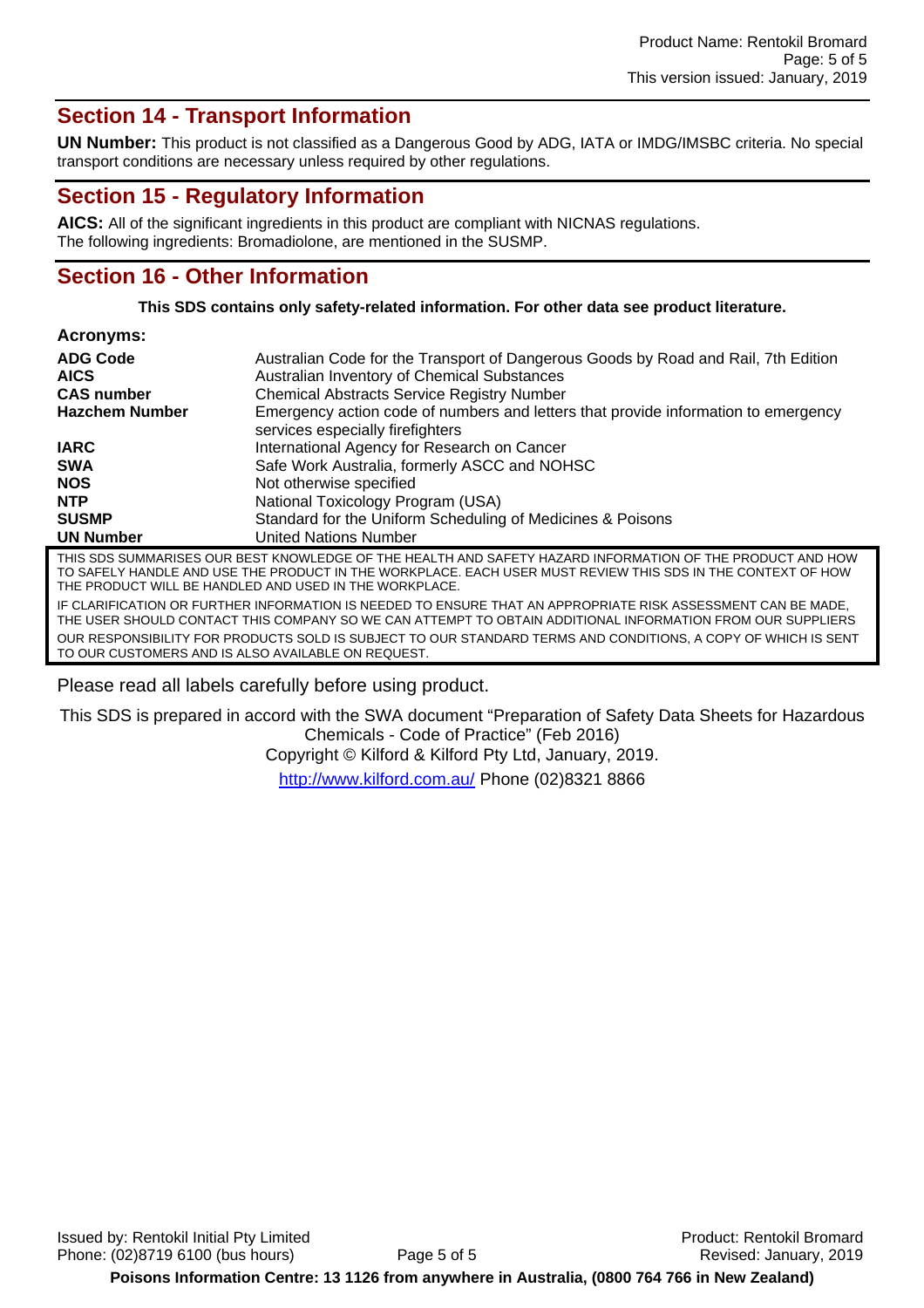## Section 14 - Transport Information

**UN Number:** This product is not classified as a Dangerous Good by ADG, IATA or IMDG/IMSBC criteria. No special transport conditions are necessary unless required by other regulations.

## Section 15 - Regulatory Information

**AICS:** All of the significant ingredients in this product are compliant with NICNAS regulations.
The following ingredients: Bromadiolone, are mentioned in the SUSMP.

## Section 16 - Other Information

**This SDS contains only safety-related information. For other data see product literature.**

**Acronyms:**

| | |
|---|---|
| **ADG Code** | Australian Code for the Transport of Dangerous Goods by Road and Rail, 7th Edition |
| **AICS** | Australian Inventory of Chemical Substances |
| **CAS number** | Chemical Abstracts Service Registry Number |
| **Hazchem Number** | Emergency action code of numbers and letters that provide information to emergency services especially firefighters |
| **IARC** | International Agency for Research on Cancer |
| **SWA** | Safe Work Australia, formerly ASCC and NOHSC |
| **NOS** | Not otherwise specified |
| **NTP** | National Toxicology Program (USA) |
| **SUSMP** | Standard for the Uniform Scheduling of Medicines & Poisons |
| **UN Number** | United Nations Number |

THIS SDS SUMMARISES OUR BEST KNOWLEDGE OF THE HEALTH AND SAFETY HAZARD INFORMATION OF THE PRODUCT AND HOW TO SAFELY HANDLE AND USE THE PRODUCT IN THE WORKPLACE. EACH USER MUST REVIEW THIS SDS IN THE CONTEXT OF HOW THE PRODUCT WILL BE HANDLED AND USED IN THE WORKPLACE.

IF CLARIFICATION OR FURTHER INFORMATION IS NEEDED TO ENSURE THAT AN APPROPRIATE RISK ASSESSMENT CAN BE MADE, THE USER SHOULD CONTACT THIS COMPANY SO WE CAN ATTEMPT TO OBTAIN ADDITIONAL INFORMATION FROM OUR SUPPLIERS

OUR RESPONSIBILITY FOR PRODUCTS SOLD IS SUBJECT TO OUR STANDARD TERMS AND CONDITIONS, A COPY OF WHICH IS SENT TO OUR CUSTOMERS AND IS ALSO AVAILABLE ON REQUEST.

Please read all labels carefully before using product.

This SDS is prepared in accord with the SWA document "Preparation of Safety Data Sheets for Hazardous Chemicals - Code of Practice" (Feb 2016)
Copyright © Kilford & Kilford Pty Ltd, January, 2019.
http://www.kilford.com.au/ Phone (02)8321 8866

Issued by: Rentokil Initial Pty Limited
Phone: (02)8719 6100 (bus hours)

**Poisons Information Centre: 13 1126 from anywhere in Australia, (0800 764 766 in New Zealand)**